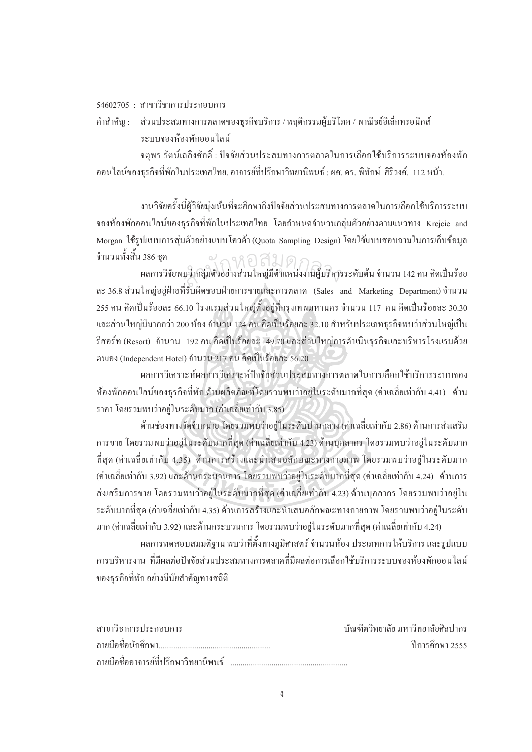54602705 : สาขาวิชาการประกอบการ

คำสำคัญ : ส่วนประสมทางการตลาดของธุรกิจบริการ / พฤติกรรมผู้บริโภค / พาณิชย์อิเล็กทรอนิกส์ ระบบจองห้องพักออนไลน์

จตุพร รัตน์เฉลิงศักดิ์ : ปัจจัยส่วนประสมทางการตลาดในการเลือกใช้บริการระบบจองห้องพักออนไลน์ของธุรกิจที่พักในประเทศไทย. อาจารย์ที่ปรึกษาวิทยานิพนธ์ : ผศ. ดร. พิทักษ์ ศิริวงศ์. 112 หน้า.

งานวิจัยครั้งนี้ผู้วิจัยมุ่งเน้นที่จะศึกษาถึงปัจจัยส่วนประสมทางการตลาดในการเลือกใช้บริการระบบจองห้องพักออนไลน์ของธุรกิจที่พักในประเทศไทย โดยกำหนดจำนวนกลุ่มตัวอย่างตามแนวทาง Krejcie and Morgan ใช้รูปแบบการสุ่มตัวอย่างแบบโควต้า (Quota Sampling Design) โดยใช้แบบสอบถามในการเก็บข้อมูลจำนวนทั้งสิ้น 386 ชุด

ผลการวิจัยพบว่ากลุ่มตัวอย่างส่วนใหญ่มีตำแหน่งงานผู้บริหารระดับต้น จำนวน 142 คน คิดเป็นร้อยละ 36.8 ส่วนใหญ่อยู่ฝ่ายที่รับผิดชอบฝ่ายการขายและการตลาด (Sales and Marketing Department) จำนวน 255 คน คิดเป็นร้อยละ 66.10 โรงแรมส่วนใหญ่ตั้งอยู่ที่กรุงเทพมหานคร จำนวน 117 คน คิดเป็นร้อยละ 30.30 และส่วนใหญ่มีมากกว่า 200 ห้อง จำนวน 124 คน คิดเป็นร้อยละ 32.10 สำหรับประเภทธุรกิจพบว่าส่วนใหญ่เป็นรีสอร์ท (Resort) จำนวน 192 คน คิดเป็นร้อยละ 49.70 และส่วนใหญ่การดำเนินธุรกิจและบริหารโรงแรมด้วยตนเอง (Independent Hotel) จำนวน 217 คน คิดเป็นร้อยละ 56.20

ผลการวิเคราะห์ผลการวิเคราะห์ปัจจัยส่วนประสมทางการตลาดในการเลือกใช้บริการระบบจองห้องพักออนไลน์ของธุรกิจที่พัก ด้านผลิตภัณฑ์โดยรวมพบว่าอยู่ในระดับมากที่สุด (ค่าเฉลี่ยเท่ากับ 4.41) ด้านราคา โดยรวมพบว่าอยู่ในระดับมาก (ค่าเฉลี่ยเท่ากับ 3.85)

ด้านช่องทางจัดจำหน่าย โดยรวมพบว่าอยู่ในระดับปานกลาง (ค่าเฉลี่ยเท่ากับ 2.86) ด้านการส่งเสริมการขาย โดยรวมพบว่าอยู่ในระดับมากที่สุด (ค่าเฉลี่ยเท่ากับ 4.23) ด้านบุคลากร โดยรวมพบว่าอยู่ในระดับมากที่สุด (ค่าเฉลี่ยเท่ากับ 4.35) ด้านการสร้างและนำเสนอลักษณะทางกายภาพ โดยรวมพบว่าอยู่ในระดับมาก (ค่าเฉลี่ยเท่ากับ 3.92) และด้านกระบวนการ โดยรวมพบว่าอยู่ในระดับมากที่สุด (ค่าเฉลี่ยเท่ากับ 4.24) ด้านการส่งเสริมการขาย โดยรวมพบว่าอยู่ในระดับมากที่สุด (ค่าเฉลี่ยเท่ากับ 4.23) ด้านบุคลากร โดยรวมพบว่าอยู่ในระดับมากที่สุด (ค่าเฉลี่ยเท่ากับ 4.35) ด้านการสร้างและนำเสนอลักษณะทางกายภาพ โดยรวมพบว่าอยู่ในระดับมาก (ค่าเฉลี่ยเท่ากับ 3.92) และด้านกระบวนการ โดยรวมพบว่าอยู่ในระดับมากที่สุด (ค่าเฉลี่ยเท่ากับ 4.24)

ผลการทดสอบสมมติฐาน พบว่าที่ตั้งทางภูมิศาสตร์ จำนวนห้อง ประเภทการให้บริการ และรูปแบบการบริหารงาน ที่มีผลต่อปัจจัยส่วนประสมทางการตลาดที่มีผลต่อการเลือกใช้บริการระบบจองห้องพักออนไลน์ของธุรกิจที่พัก อย่างมีนัยสำคัญทางสถิติ

---

สาขาวิชาการประกอบการ บัณฑิตวิทยาลัย มหาวิทยาลัยศิลปากร

ลายมือชื่อนักศึกษา........................................................ ปีการศึกษา 2555

ลายมือชื่ออาจารย์ที่ปรึกษาวิทยานิพนธ์ ........................................................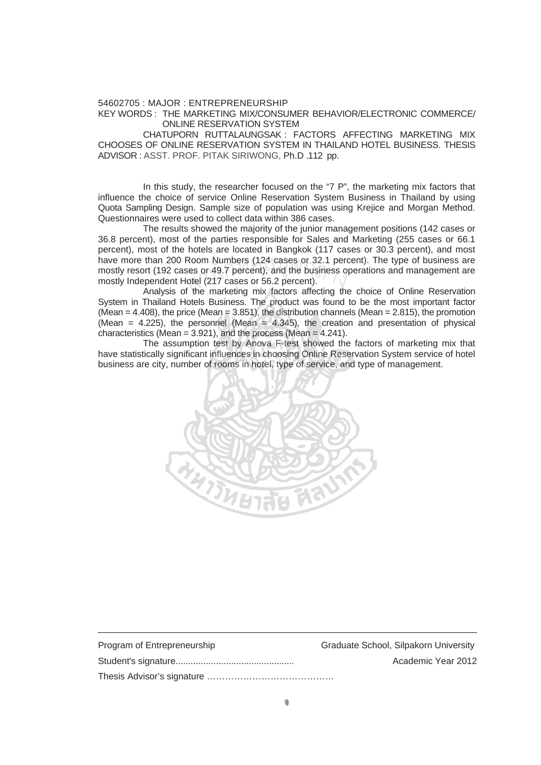54602705 : MAJOR : ENTREPRENEURSHIP

KEY WORDS : THE MARKETING MIX/CONSUMER BEHAVIOR/ELECTRONIC COMMERCE/ ONLINE RESERVATION SYSTEM

CHATUPORN RUTTALAUNGSAK : FACTORS AFFECTING MARKETING MIX CHOOSES OF ONLINE RESERVATION SYSTEM IN THAILAND HOTEL BUSINESS. THESIS ADVISOR : ASST. PROF. PITAK SIRIWONG, Ph.D .112 pp.

In this study, the researcher focused on the "7 P", the marketing mix factors that influence the choice of service Online Reservation System Business in Thailand by using Quota Sampling Design. Sample size of population was using Krejice and Morgan Method. Questionnaires were used to collect data within 386 cases.

The results showed the majority of the junior management positions (142 cases or 36.8 percent), most of the parties responsible for Sales and Marketing (255 cases or 66.1 percent), most of the hotels are located in Bangkok (117 cases or 30.3 percent), and most have more than 200 Room Numbers (124 cases or 32.1 percent). The type of business are mostly resort (192 cases or 49.7 percent), and the business operations and management are mostly Independent Hotel (217 cases or 56.2 percent).

Analysis of the marketing mix factors affecting the choice of Online Reservation System in Thailand Hotels Business. The product was found to be the most important factor (Mean = 4.408), the price (Mean = 3.851), the distribution channels (Mean = 2.815), the promotion (Mean = 4.225), the personnel (Mean = 4.345), the creation and presentation of physical characteristics (Mean = 3.921), and the process (Mean = 4.241).

The assumption test by Anova F-test showed the factors of marketing mix that have statistically significant influences in choosing Online Reservation System service of hotel business are city, number of rooms in hotel, type of service, and type of management.

Program of Entrepreneurship | Graduate School, Silpakorn University

Student's signature............................................... | Academic Year 2012

Thesis Advisor's signature ……………………………………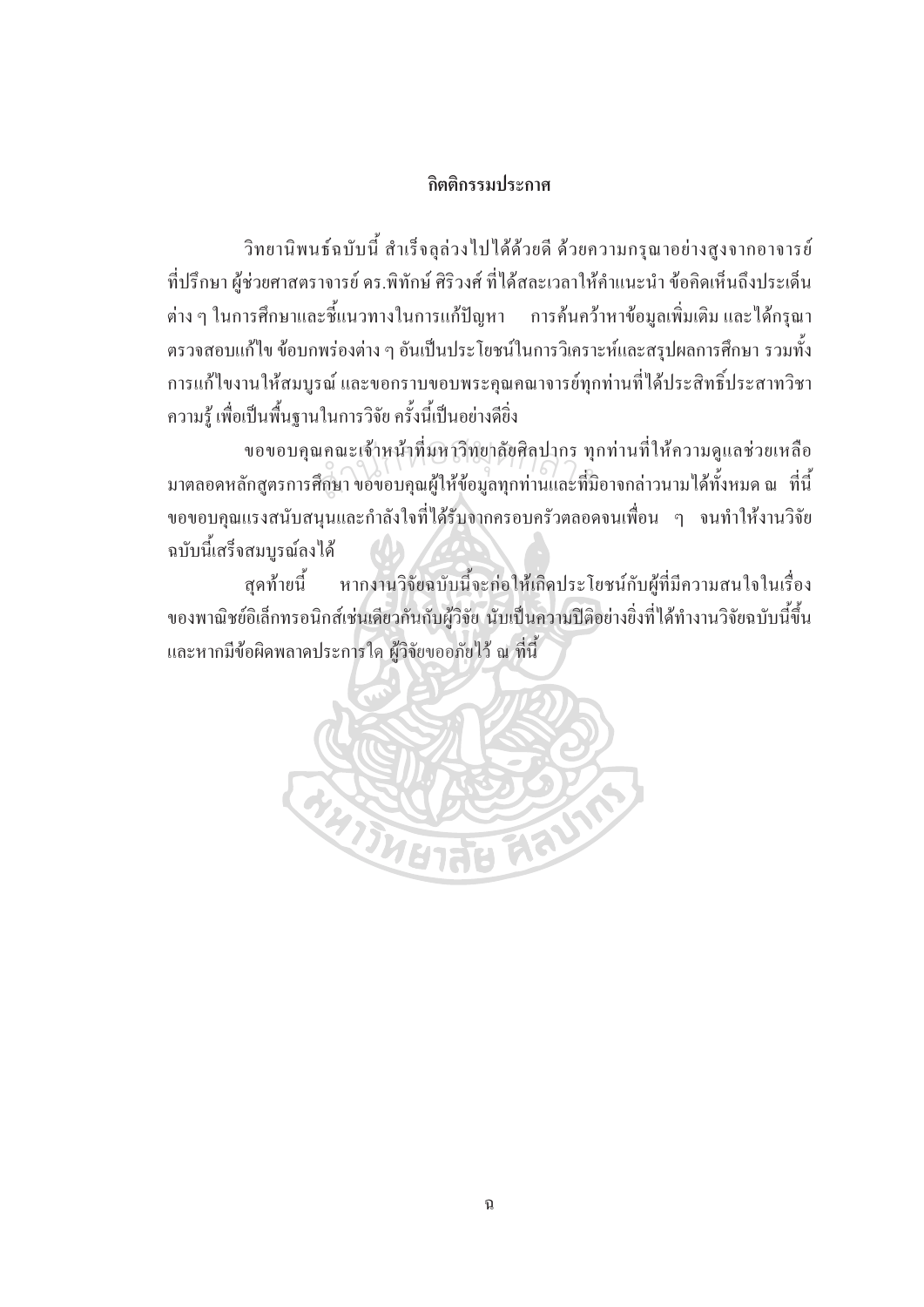## กิตติกรรมประกาศ

วิทยานิพนธ์ฉบับนี้ สำเร็จลุล่วงไปได้ด้วยดี ด้วยความกรุณาอย่างสูงจากอาจารย์ที่ปรึกษา ผู้ช่วยศาสตราจารย์ ดร.พิทักษ์ ศิริวงศ์ ที่ได้สละเวลาให้คำแนะนำ ข้อคิดเห็นถึงประเด็นต่าง ๆ ในการศึกษาและชี้แนวทางในการแก้ปัญหา การค้นคว้าหาข้อมูลเพิ่มเติม และได้กรุณาตรวจสอบแก้ไข ข้อบกพร่องต่าง ๆ อันเป็นประโยชน์ในการวิเคราะห์และสรุปผลการศึกษา รวมทั้งการแก้ไขงานให้สมบูรณ์ และขอกราบขอบพระคุณคณาจารย์ทุกท่านที่ได้ประสิทธิ์ประสาทวิชาความรู้ เพื่อเป็นพื้นฐานในการวิจัย ครั้งนี้เป็นอย่างดียิ่ง

ขอขอบคุณคณะเจ้าหน้าที่มหาวิทยาลัยศิลปากร ทุกท่านที่ให้ความดูแลช่วยเหลือมาตลอดหลักสูตรการศึกษา ขอขอบคุณผู้ให้ข้อมูลทุกท่านและที่มิอาจกล่าวนามได้ทั้งหมด ณ ที่นี้ ขอขอบคุณแรงสนับสนุนและกำลังใจที่ได้รับจากครอบครัวตลอดจนเพื่อน ๆ จนทำให้งานวิจัยฉบับนี้เสร็จสมบูรณ์ลงได้

สุดท้ายนี้ หากงานวิจัยฉบับนี้จะก่อให้เกิดประโยชน์กับผู้ที่มีความสนใจในเรื่องของพาณิชย์อิเล็กทรอนิกส์เช่นเดียวกันกับผู้วิจัย นับเป็นความปีติอย่างยิ่งที่ได้ทำงานวิจัยฉบับนี้ขึ้น และหากมีข้อผิดพลาดประการใด ผู้วิจัยขออภัยไว้ ณ ที่นี้